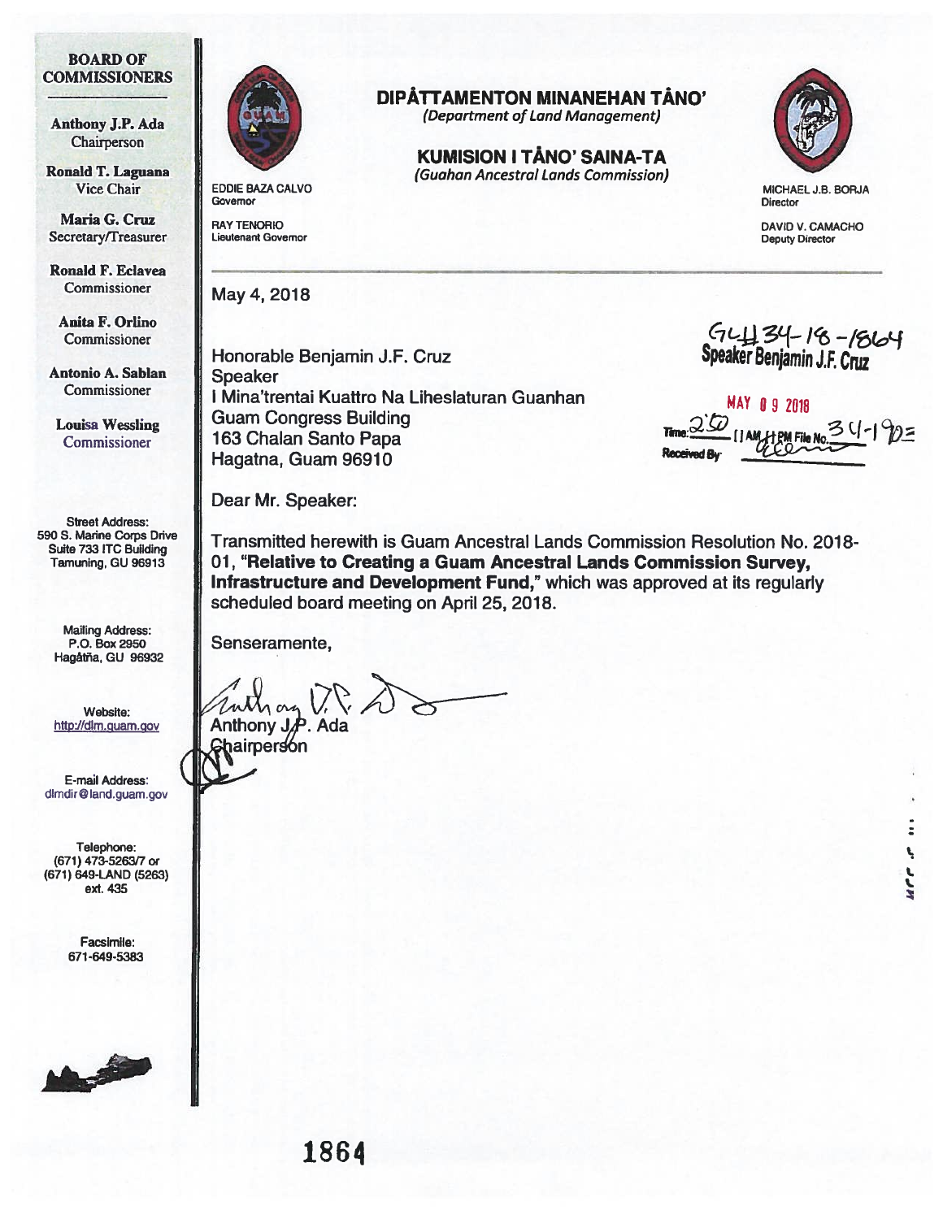**BOARD OF COMMISSIONERS**

Anthony J.P. Ada
Chairperson

Ronald T. Laguana
Vice Chair

Maria G. Cruz
Secretary/Treasurer

Ronald F. Eclavea
Commissioner

Anita F. Orlino
Commissioner

Antonio A. Sablan
Commissioner

Louisa Wessling
Commissioner

Street Address:
590 S. Marine Corps Drive
Suite 733 ITC Building
Tamuning, GU 96913

Mailing Address:
P.O. Box 2950
Hagåtña, GU 96932

Website:
http://dlm.guam.gov

E-mail Address:
dlmdir@land.guam.gov

Telephone:
(671) 473-5263/7 or
(671) 649-LAND (5263)
ext. 435

Facsimile:
671-649-5383

# DIPÅTTAMENTON MINANEHAN TÅNO'
*(Department of Land Management)*

## KUMISION I TÅNO' SAINA-TA
*(Guahan Ancestral Lands Commission)*

EDDIE BAZA CALVO
Governor

RAY TENORIO
Lieutenant Governor

MICHAEL J.B. BORJA
Director

DAVID V. CAMACHO
Deputy Director

May 4, 2018

GL# 34-18-1864
Speaker Benjamin J.F. Cruz
MAY 09 2018
Time: 2:50 [ ] AM [ ] PM File No. 34-1903
Received By: [signature]

Honorable Benjamin J.F. Cruz
Speaker
I Mina'trentai Kuattro Na Liheslaturan Guanhan
Guam Congress Building
163 Chalan Santo Papa
Hagatna, Guam 96910

Dear Mr. Speaker:

Transmitted herewith is Guam Ancestral Lands Commission Resolution No. 2018-01, **"Relative to Creating a Guam Ancestral Lands Commission Survey, Infrastructure and Development Fund,"** which was approved at its regularly scheduled board meeting on April 25, 2018.

Senseramente,

[signature]
Anthony J.P. Ada
Chairperson

1864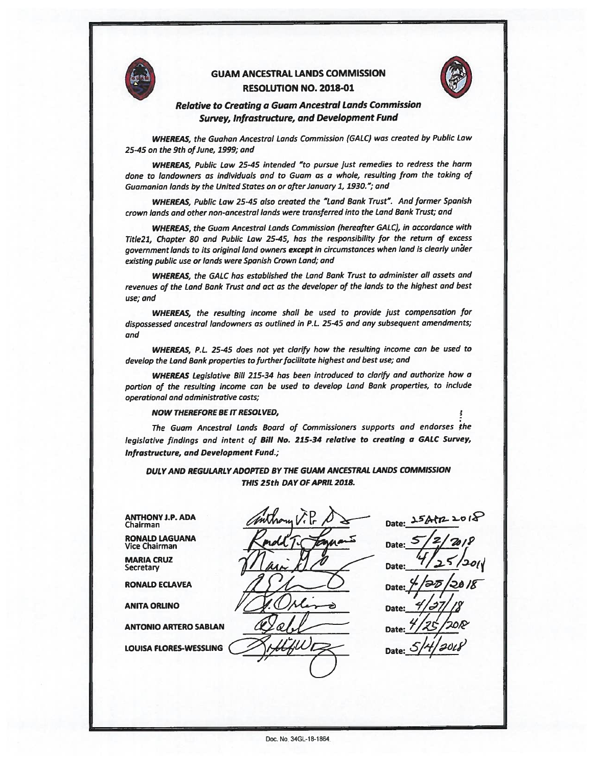# GUAM ANCESTRAL LANDS COMMISSION
## RESOLUTION NO. 2018-01

### *Relative to Creating a Guam Ancestral Lands Commission Survey, Infrastructure, and Development Fund*

***WHEREAS**, the Guahan Ancestral Lands Commission (GALC) was created by Public Law 25-45 on the 9th of June, 1999; and*

***WHEREAS**, Public Law 25-45 intended "to pursue just remedies to redress the harm done to landowners as individuals and to Guam as a whole, resulting from the taking of Guamanian lands by the United States on or after January 1, 1930."; and*

***WHEREAS**, Public Law 25-45 also created the "Land Bank Trust". And former Spanish crown lands and other non-ancestral lands were transferred into the Land Bank Trust; and*

***WHEREAS**, the Guam Ancestral Lands Commission (hereafter GALC), in accordance with Title21, Chapter 80 and Public Law 25-45, has the responsibility for the return of excess government lands to its original land owners **except** in circumstances when land is clearly under existing public use or lands were Spanish Crown Land; and*

***WHEREAS**, the GALC has established the Land Bank Trust to administer all assets and revenues of the Land Bank Trust and act as the developer of the lands to the highest and best use; and*

***WHEREAS**, the resulting income shall be used to provide just compensation for dispossessed ancestral landowners as outlined in P.L. 25-45 and any subsequent amendments; and*

***WHEREAS**, P.L. 25-45 does not yet clarify how the resulting income can be used to develop the Land Bank properties to further facilitate highest and best use; and*

***WHEREAS** Legislative Bill 215-34 has been introduced to clarify and authorize how a portion of the resulting income can be used to develop Land Bank properties, to include operational and administrative costs;*

***NOW THEREFORE BE IT RESOLVED,***

*The Guam Ancestral Lands Board of Commissioners supports and endorses the legislative findings and intent of **Bill No. 215-34 relative to creating a GALC Survey, Infrastructure, and Development Fund.;***

***DULY AND REGULARLY ADOPTED BY THE GUAM ANCESTRAL LANDS COMMISSION THIS 25th DAY OF APRIL 2018.***

| Name | Signature | Date |
|---|---|---|
| **ANTHONY J.P. ADA** Chairman | *(signed)* | Date: 25 APR 2018 |
| **RONALD LAGUANA** Vice Chairman | *(signed)* | Date: 5/2/2018 |
| **MARIA CRUZ** Secretary | *(signed)* | Date: 4/25/2018 |
| **RONALD ECLAVEA** | *(signed)* | Date: 4/25/2018 |
| **ANITA ORLINO** | *(signed)* | Date: 4/27/18 |
| **ANTONIO ARTERO SABLAN** | *(signed)* | Date: 4/25/2018 |
| **LOUISA FLORES-WESSLING** | *(signed)* | Date: 5/4/2018 |

Doc. No. 34GL-18-1864.